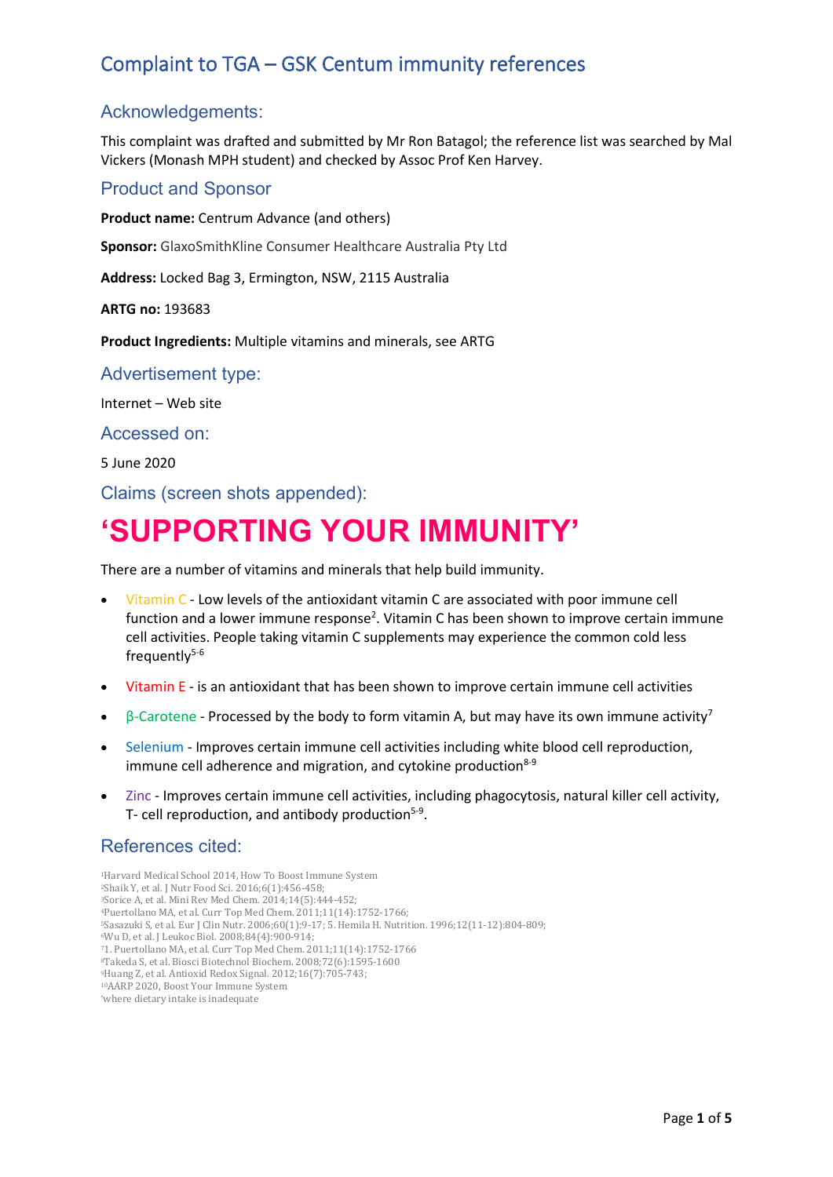# Complaint to TGA – GSK Centum immunity references

## Acknowledgements:

This complaint was drafted and submitted by Mr Ron Batagol; the reference list was searched by Mal Vickers (Monash MPH student) and checked by Assoc Prof Ken Harvey.

## Product and Sponsor

**Product name:** Centrum Advance (and others)

**Sponsor:** GlaxoSmithKline Consumer Healthcare Australia Pty Ltd

**Address:** Locked Bag 3, Ermington, NSW, 2115 Australia

**ARTG no:** 193683

**Product Ingredients:** Multiple vitamins and minerals, see ARTG

## Advertisement type:

Internet – Web site

## Accessed on:

5 June 2020

## Claims (screen shots appended):

# 'SUPPORTING YOUR IMMUNITY'

There are a number of vitamins and minerals that help build immunity.

- Vitamin C - Low levels of the antioxidant vitamin C are associated with poor immune cell function and a lower immune response[2]. Vitamin C has been shown to improve certain immune cell activities. People taking vitamin C supplements may experience the common cold less frequently[5-6]
- Vitamin E - is an antioxidant that has been shown to improve certain immune cell activities
- β-Carotene - Processed by the body to form vitamin A, but may have its own immune activity[7]
- Selenium - Improves certain immune cell activities including white blood cell reproduction, immune cell adherence and migration, and cytokine production[8-9]
- Zinc - Improves certain immune cell activities, including phagocytosis, natural killer cell activity, T- cell reproduction, and antibody production[5-9].

## References cited:

[1]Harvard Medical School 2014, How To Boost Immune System
[2]Shaik Y, et al. J Nutr Food Sci. 2016;6(1):456-458;
[3]Sorice A, et al. Mini Rev Med Chem. 2014;14(5):444-452;
[4]Puertollano MA, et al. Curr Top Med Chem. 2011;11(14):1752-1766;
[5]Sasazuki S, et al. Eur J Clin Nutr. 2006;60(1):9-17; 5. Hemila H. Nutrition. 1996;12(11-12):804-809;
[6]Wu D, et al. J Leukoc Biol. 2008;84(4):900-914;
[7]1. Puertollano MA, et al. Curr Top Med Chem. 2011;11(14):1752-1766
[8]Takeda S, et al. Biosci Biotechnol Biochem. 2008;72(6):1595-1600
[9]Huang Z, et al. Antioxid Redox Signal. 2012;16(7):705-743;
[10]AARP 2020, Boost Your Immune System
'where dietary intake is inadequate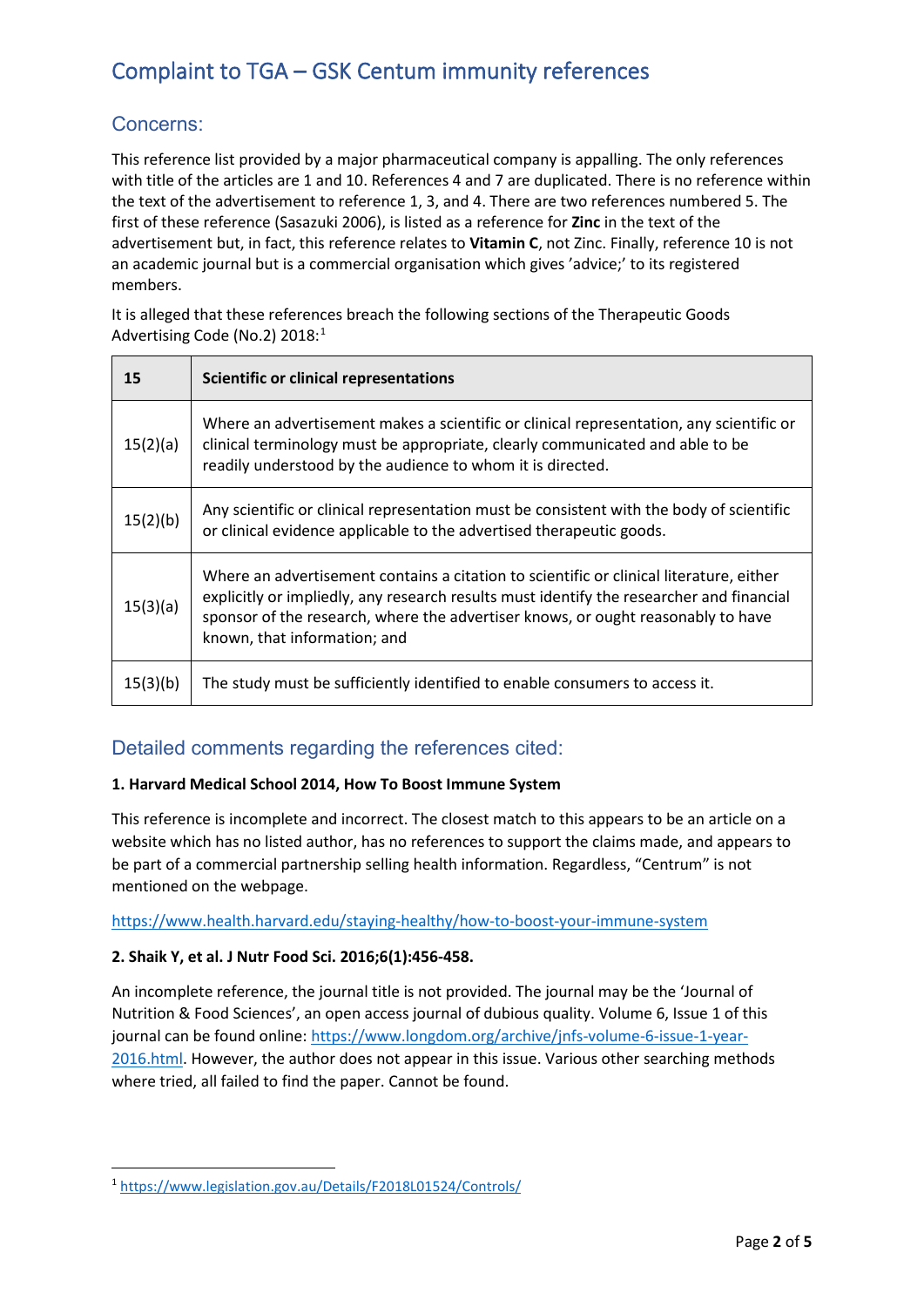# Complaint to TGA – GSK Centum immunity references

## Concerns:

This reference list provided by a major pharmaceutical company is appalling. The only references with title of the articles are 1 and 10. References 4 and 7 are duplicated. There is no reference within the text of the advertisement to reference 1, 3, and 4. There are two references numbered 5. The first of these reference (Sasazuki 2006), is listed as a reference for **Zinc** in the text of the advertisement but, in fact, this reference relates to **Vitamin C**, not Zinc. Finally, reference 10 is not an academic journal but is a commercial organisation which gives 'advice;' to its registered members.

It is alleged that these references breach the following sections of the Therapeutic Goods Advertising Code (No.2) 2018:[1]

| 15 | Scientific or clinical representations |
|---|---|
| 15(2)(a) | Where an advertisement makes a scientific or clinical representation, any scientific or clinical terminology must be appropriate, clearly communicated and able to be readily understood by the audience to whom it is directed. |
| 15(2)(b) | Any scientific or clinical representation must be consistent with the body of scientific or clinical evidence applicable to the advertised therapeutic goods. |
| 15(3)(a) | Where an advertisement contains a citation to scientific or clinical literature, either explicitly or impliedly, any research results must identify the researcher and financial sponsor of the research, where the advertiser knows, or ought reasonably to have known, that information; and |
| 15(3)(b) | The study must be sufficiently identified to enable consumers to access it. |

## Detailed comments regarding the references cited:

**1. Harvard Medical School 2014, How To Boost Immune System**

This reference is incomplete and incorrect. The closest match to this appears to be an article on a website which has no listed author, has no references to support the claims made, and appears to be part of a commercial partnership selling health information. Regardless, "Centrum" is not mentioned on the webpage.

https://www.health.harvard.edu/staying-healthy/how-to-boost-your-immune-system

**2. Shaik Y, et al. J Nutr Food Sci. 2016;6(1):456-458.**

An incomplete reference, the journal title is not provided. The journal may be the 'Journal of Nutrition & Food Sciences', an open access journal of dubious quality. Volume 6, Issue 1 of this journal can be found online: https://www.longdom.org/archive/jnfs-volume-6-issue-1-year-2016.html. However, the author does not appear in this issue. Various other searching methods where tried, all failed to find the paper. Cannot be found.

---

[1] https://www.legislation.gov.au/Details/F2018L01524/Controls/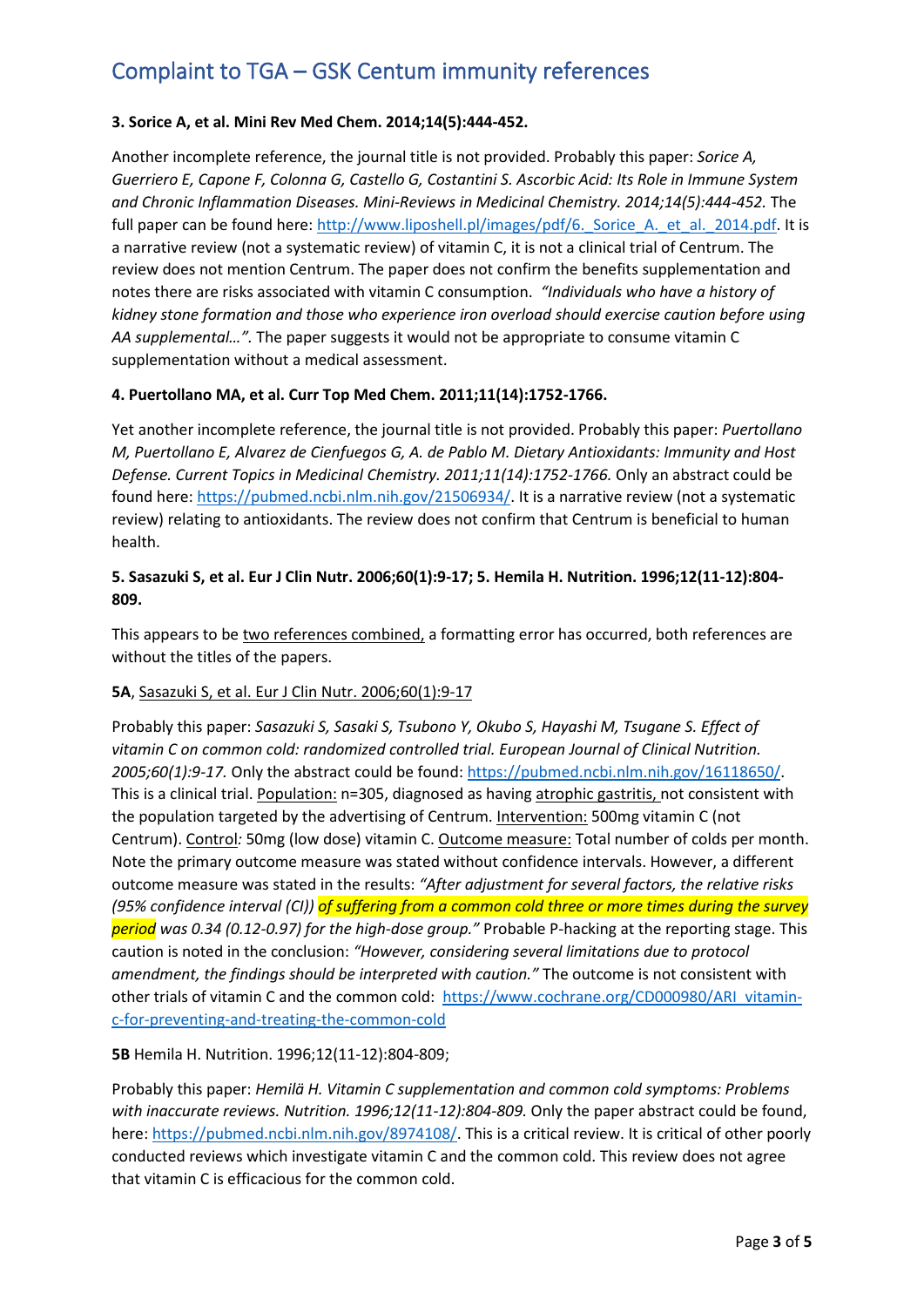## Complaint to TGA – GSK Centum immunity references

**3. Sorice A, et al. Mini Rev Med Chem. 2014;14(5):444-452.**

Another incomplete reference, the journal title is not provided. Probably this paper: *Sorice A, Guerriero E, Capone F, Colonna G, Castello G, Costantini S. Ascorbic Acid: Its Role in Immune System and Chronic Inflammation Diseases. Mini-Reviews in Medicinal Chemistry. 2014;14(5):444-452.* The full paper can be found here: [http://www.liposhell.pl/images/pdf/6._Sorice_A._et_al._2014.pdf](http://www.liposhell.pl/images/pdf/6._Sorice_A._et_al._2014.pdf). It is a narrative review (not a systematic review) of vitamin C, it is not a clinical trial of Centrum. The review does not mention Centrum. The paper does not confirm the benefits supplementation and notes there are risks associated with vitamin C consumption. *"Individuals who have a history of kidney stone formation and those who experience iron overload should exercise caution before using AA supplemental…".* The paper suggests it would not be appropriate to consume vitamin C supplementation without a medical assessment.

**4. Puertollano MA, et al. Curr Top Med Chem. 2011;11(14):1752-1766.**

Yet another incomplete reference, the journal title is not provided. Probably this paper: *Puertollano M, Puertollano E, Alvarez de Cienfuegos G, A. de Pablo M. Dietary Antioxidants: Immunity and Host Defense. Current Topics in Medicinal Chemistry. 2011;11(14):1752-1766.* Only an abstract could be found here: [https://pubmed.ncbi.nlm.nih.gov/21506934/](https://pubmed.ncbi.nlm.nih.gov/21506934/). It is a narrative review (not a systematic review) relating to antioxidants. The review does not confirm that Centrum is beneficial to human health.

**5. Sasazuki S, et al. Eur J Clin Nutr. 2006;60(1):9-17; 5. Hemila H. Nutrition. 1996;12(11-12):804-809.**

This appears to be <u>two references combined,</u> a formatting error has occurred, both references are without the titles of the papers.

**5A**, <u>Sasazuki S, et al. Eur J Clin Nutr. 2006;60(1):9-17</u>

Probably this paper: *Sasazuki S, Sasaki S, Tsubono Y, Okubo S, Hayashi M, Tsugane S. Effect of vitamin C on common cold: randomized controlled trial. European Journal of Clinical Nutrition. 2005;60(1):9-17.* Only the abstract could be found: [https://pubmed.ncbi.nlm.nih.gov/16118650/](https://pubmed.ncbi.nlm.nih.gov/16118650/). This is a clinical trial. <u>Population:</u> n=305, diagnosed as having <u>atrophic gastritis,</u> not consistent with the population targeted by the advertising of Centrum. <u>Intervention:</u> 500mg vitamin C (not Centrum). <u>Control</u>*:* 50mg (low dose) vitamin C. <u>Outcome measure:</u> Total number of colds per month. Note the primary outcome measure was stated without confidence intervals. However, a different outcome measure was stated in the results: *"After adjustment for several factors, the relative risks (95% confidence interval (CI)) of suffering from a common cold three or more times during the survey period was 0.34 (0.12-0.97) for the high-dose group."* Probable P-hacking at the reporting stage. This caution is noted in the conclusion: *"However, considering several limitations due to protocol amendment, the findings should be interpreted with caution."* The outcome is not consistent with other trials of vitamin C and the common cold: [https://www.cochrane.org/CD000980/ARI_vitamin-c-for-preventing-and-treating-the-common-cold](https://www.cochrane.org/CD000980/ARI_vitamin-c-for-preventing-and-treating-the-common-cold)

**5B** Hemila H. Nutrition. 1996;12(11-12):804-809;

Probably this paper: *Hemilä H. Vitamin C supplementation and common cold symptoms: Problems with inaccurate reviews. Nutrition. 1996;12(11-12):804-809.* Only the paper abstract could be found, here: [https://pubmed.ncbi.nlm.nih.gov/8974108/](https://pubmed.ncbi.nlm.nih.gov/8974108/). This is a critical review. It is critical of other poorly conducted reviews which investigate vitamin C and the common cold. This review does not agree that vitamin C is efficacious for the common cold.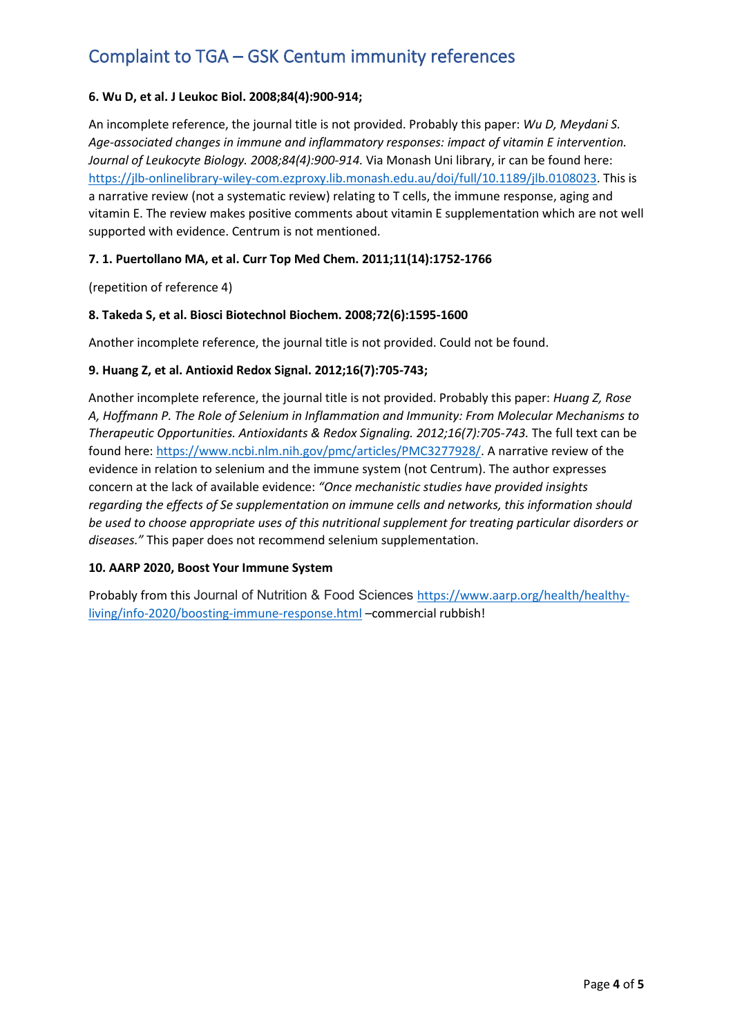# Complaint to TGA – GSK Centum immunity references

**6. Wu D, et al. J Leukoc Biol. 2008;84(4):900-914;**

An incomplete reference, the journal title is not provided. Probably this paper: *Wu D, Meydani S. Age-associated changes in immune and inflammatory responses: impact of vitamin E intervention. Journal of Leukocyte Biology. 2008;84(4):900-914.* Via Monash Uni library, ir can be found here: https://jlb-onlinelibrary-wiley-com.ezproxy.lib.monash.edu.au/doi/full/10.1189/jlb.0108023. This is a narrative review (not a systematic review) relating to T cells, the immune response, aging and vitamin E. The review makes positive comments about vitamin E supplementation which are not well supported with evidence. Centrum is not mentioned.

**7. 1. Puertollano MA, et al. Curr Top Med Chem. 2011;11(14):1752-1766**

(repetition of reference 4)

**8. Takeda S, et al. Biosci Biotechnol Biochem. 2008;72(6):1595-1600**

Another incomplete reference, the journal title is not provided. Could not be found.

**9. Huang Z, et al. Antioxid Redox Signal. 2012;16(7):705-743;**

Another incomplete reference, the journal title is not provided. Probably this paper: *Huang Z, Rose A, Hoffmann P. The Role of Selenium in Inflammation and Immunity: From Molecular Mechanisms to Therapeutic Opportunities. Antioxidants & Redox Signaling. 2012;16(7):705-743.* The full text can be found here: https://www.ncbi.nlm.nih.gov/pmc/articles/PMC3277928/. A narrative review of the evidence in relation to selenium and the immune system (not Centrum). The author expresses concern at the lack of available evidence: *"Once mechanistic studies have provided insights regarding the effects of Se supplementation on immune cells and networks, this information should be used to choose appropriate uses of this nutritional supplement for treating particular disorders or diseases."* This paper does not recommend selenium supplementation.

**10. AARP 2020, Boost Your Immune System**

Probably from this Journal of Nutrition & Food Sciences https://www.aarp.org/health/healthy-living/info-2020/boosting-immune-response.html –commercial rubbish!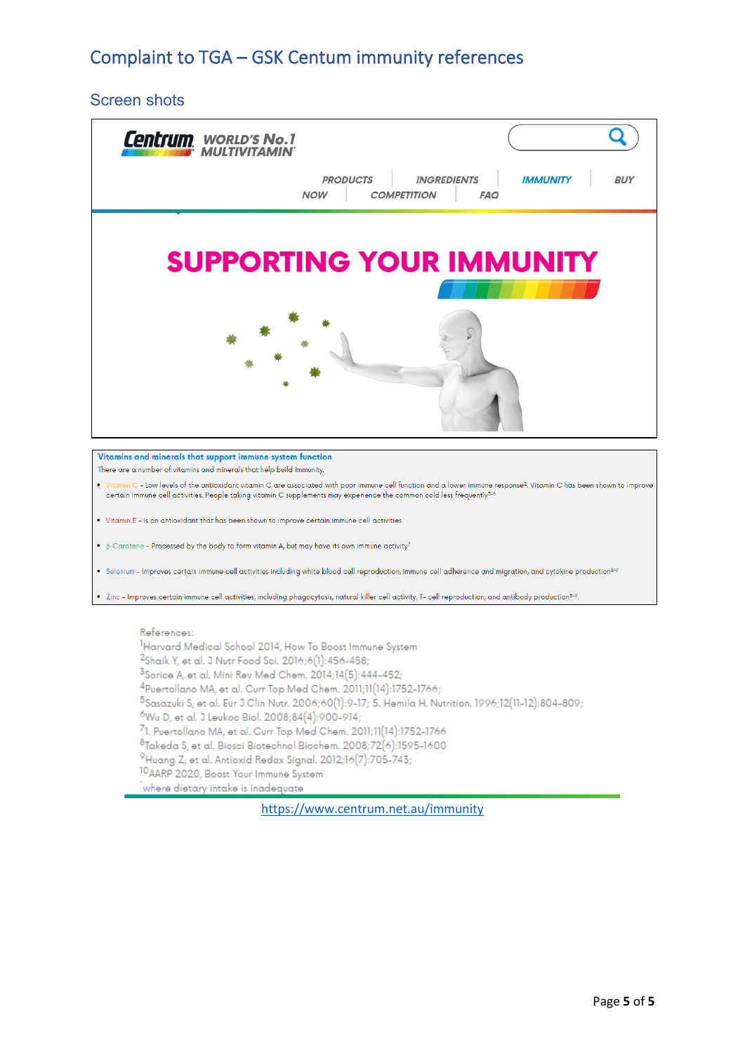# Complaint to TGA – GSK Centrum immunity references

## Screen shots

Centrum WORLD'S No.1 MULTIVITAMIN*

PRODUCTS | INGREDIENTS | IMMUNITY | BUY NOW | COMPETITION | FAQ

SUPPORTING YOUR IMMUNITY

**Vitamins and minerals that support immune system function**

There are a number of vitamins and minerals that help build immunity.

- Vitamin C - Low levels of the antioxidant vitamin C are associated with poor immune cell function and a lower immune response[2]. Vitamin C has been shown to improve certain immune cell activities. People taking vitamin C supplements may experience the common cold less frequently[3-6]
- Vitamin E - is an antioxidant that has been shown to improve certain immune cell activities
- β-Carotene - Processed by the body to form vitamin A, but may have its own immune activity[7]
- Selenium - Improves certain immune cell activities including white blood cell reproduction, immune cell adherence and migration, and cytokine production[8-9]
- Zinc - Improves certain immune cell activities, including phagocytosis, natural killer cell activity, T- cell reproduction, and antibody production[5-9].

References:
[1]Harvard Medical School 2014, How To Boost Immune System
[2]Shaik Y, et al. J Nutr Food Sci. 2016;6(1):456-458;
[3]Sorice A, et al. Mini Rev Med Chem. 2014;14(5):444-452;
[4]Puertollano MA, et al. Curr Top Med Chem. 2011;11(14):1752-1766;
[5]Sasazuki S, et al. Eur J Clin Nutr. 2006;60(1):9-17; 5. Hemila H. Nutrition. 1996;12(11-12):804-809;
[6]Wu D, et al. J Leukoc Biol. 2008;84(4):900-914;
[7]1. Puertollano MA, et al. Curr Top Med Chem. 2011;11(14):1752-1766
[8]Takeda S, et al. Biosci Biotechnol Biochem. 2008;72(6):1595-1600
[9]Huang Z, et al. Antioxid Redox Signal. 2012;16(7):705-743;
[10]AARP 2020, Boost Your Immune System
*where dietary intake is inadequate

https://www.centrum.net.au/immunity